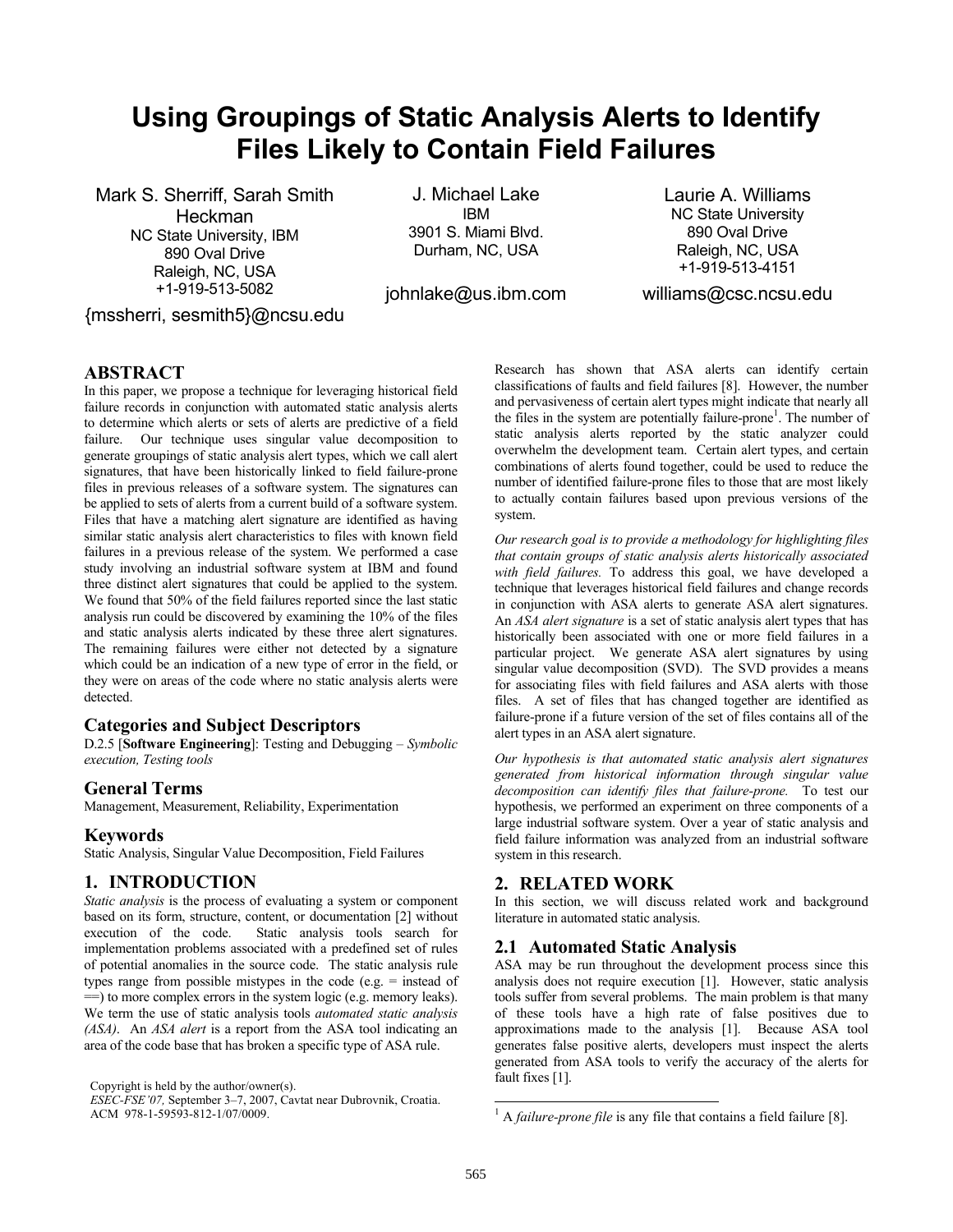# Using Groupings of Static Analysis Alerts to Identify Files Likely to Contain Field Failures

Mark S. Sherriff, Sarah Smith Heckman
NC State University, IBM
890 Oval Drive
Raleigh, NC, USA
+1-919-513-5082
{mssherri, sesmith5}@ncsu.edu

J. Michael Lake
IBM
3901 S. Miami Blvd.
Durham, NC, USA
johnlake@us.ibm.com

Laurie A. Williams
NC State University
890 Oval Drive
Raleigh, NC, USA
+1-919-513-4151
williams@csc.ncsu.edu

## ABSTRACT

In this paper, we propose a technique for leveraging historical field failure records in conjunction with automated static analysis alerts to determine which alerts or sets of alerts are predictive of a field failure. Our technique uses singular value decomposition to generate groupings of static analysis alert types, which we call alert signatures, that have been historically linked to field failure-prone files in previous releases of a software system. The signatures can be applied to sets of alerts from a current build of a software system. Files that have a matching alert signature are identified as having similar static analysis alert characteristics to files with known field failures in a previous release of the system. We performed a case study involving an industrial software system at IBM and found three distinct alert signatures that could be applied to the system. We found that 50% of the field failures reported since the last static analysis run could be discovered by examining the 10% of the files and static analysis alerts indicated by these three alert signatures. The remaining failures were either not detected by a signature which could be an indication of a new type of error in the field, or they were on areas of the code where no static analysis alerts were detected.

## Categories and Subject Descriptors

D.2.5 [**Software Engineering**]: Testing and Debugging – *Symbolic execution, Testing tools*

## General Terms

Management, Measurement, Reliability, Experimentation

## Keywords

Static Analysis, Singular Value Decomposition, Field Failures

## 1. INTRODUCTION

*Static analysis* is the process of evaluating a system or component based on its form, structure, content, or documentation [2] without execution of the code. Static analysis tools search for implementation problems associated with a predefined set of rules of potential anomalies in the source code. The static analysis rule types range from possible mistypes in the code (e.g. = instead of ==) to more complex errors in the system logic (e.g. memory leaks). We term the use of static analysis tools *automated static analysis (ASA)*. An *ASA alert* is a report from the ASA tool indicating an area of the code base that has broken a specific type of ASA rule.

Research has shown that ASA alerts can identify certain classifications of faults and field failures [8]. However, the number and pervasiveness of certain alert types might indicate that nearly all the files in the system are potentially failure-prone[1]. The number of static analysis alerts reported by the static analyzer could overwhelm the development team. Certain alert types, and certain combinations of alerts found together, could be used to reduce the number of identified failure-prone files to those that are most likely to actually contain failures based upon previous versions of the system.

*Our research goal is to provide a methodology for highlighting files that contain groups of static analysis alerts historically associated with field failures.* To address this goal, we have developed a technique that leverages historical field failures and change records in conjunction with ASA alerts to generate ASA alert signatures. An *ASA alert signature* is a set of static analysis alert types that has historically been associated with one or more field failures in a particular project. We generate ASA alert signatures by using singular value decomposition (SVD). The SVD provides a means for associating files with field failures and ASA alerts with those files. A set of files that has changed together are identified as failure-prone if a future version of the set of files contains all of the alert types in an ASA alert signature.

*Our hypothesis is that automated static analysis alert signatures generated from historical information through singular value decomposition can identify files that failure-prone.* To test our hypothesis, we performed an experiment on three components of a large industrial software system. Over a year of static analysis and field failure information was analyzed from an industrial software system in this research.

## 2. RELATED WORK

In this section, we will discuss related work and background literature in automated static analysis.

### 2.1 Automated Static Analysis

ASA may be run throughout the development process since this analysis does not require execution [1]. However, static analysis tools suffer from several problems. The main problem is that many of these tools have a high rate of false positives due to approximations made to the analysis [1]. Because ASA tool generates false positive alerts, developers must inspect the alerts generated from ASA tools to verify the accuracy of the alerts for fault fixes [1].

[1] A *failure-prone file* is any file that contains a field failure [8].

Copyright is held by the author/owner(s).
*ESEC-FSE'07,* September 3–7, 2007, Cavtat near Dubrovnik, Croatia.
ACM 978-1-59593-812-1/07/0009.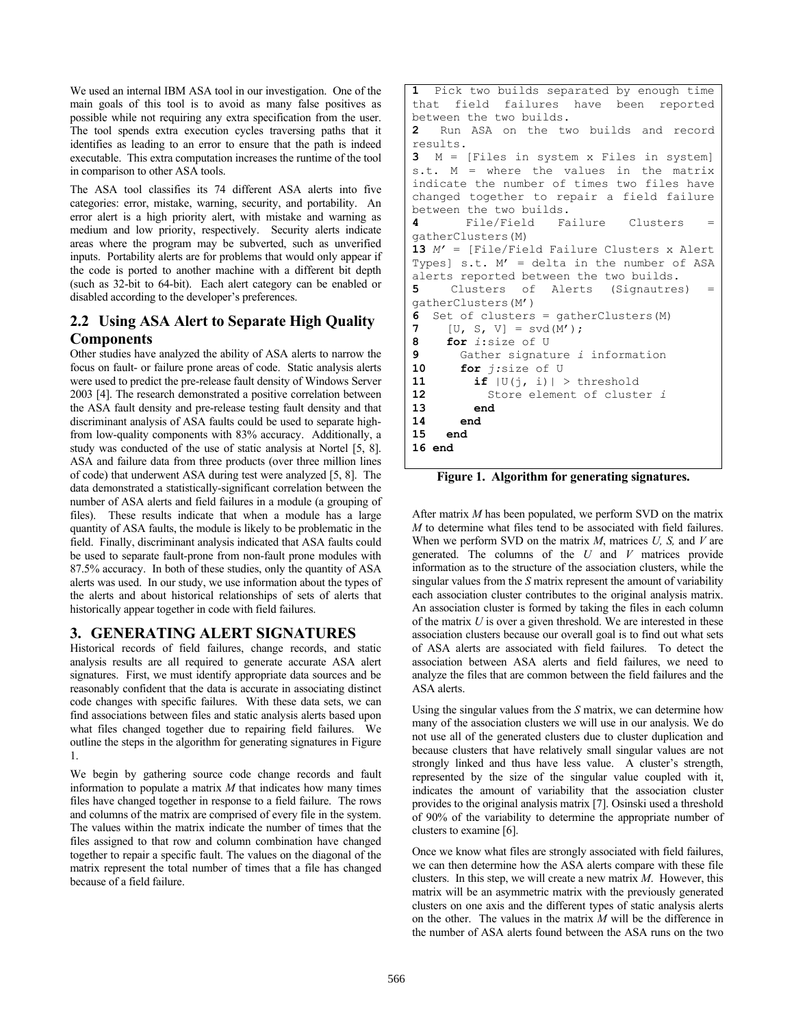We used an internal IBM ASA tool in our investigation. One of the main goals of this tool is to avoid as many false positives as possible while not requiring any extra specification from the user. The tool spends extra execution cycles traversing paths that it identifies as leading to an error to ensure that the path is indeed executable. This extra computation increases the runtime of the tool in comparison to other ASA tools.

The ASA tool classifies its 74 different ASA alerts into five categories: error, mistake, warning, security, and portability. An error alert is a high priority alert, with mistake and warning as medium and low priority, respectively. Security alerts indicate areas where the program may be subverted, such as unverified inputs. Portability alerts are for problems that would only appear if the code is ported to another machine with a different bit depth (such as 32-bit to 64-bit). Each alert category can be enabled or disabled according to the developer's preferences.

## 2.2 Using ASA Alert to Separate High Quality Components

Other studies have analyzed the ability of ASA alerts to narrow the focus on fault- or failure prone areas of code. Static analysis alerts were used to predict the pre-release fault density of Windows Server 2003 [4]. The research demonstrated a positive correlation between the ASA fault density and pre-release testing fault density and that discriminant analysis of ASA faults could be used to separate high- from low-quality components with 83% accuracy. Additionally, a study was conducted of the use of static analysis at Nortel [5, 8]. ASA and failure data from three products (over three million lines of code) that underwent ASA during test were analyzed [5, 8]. The data demonstrated a statistically-significant correlation between the number of ASA alerts and field failures in a module (a grouping of files). These results indicate that when a module has a large quantity of ASA faults, the module is likely to be problematic in the field. Finally, discriminant analysis indicated that ASA faults could be used to separate fault-prone from non-fault prone modules with 87.5% accuracy. In both of these studies, only the quantity of ASA alerts was used. In our study, we use information about the types of the alerts and about historical relationships of sets of alerts that historically appear together in code with field failures.

# 3. GENERATING ALERT SIGNATURES

Historical records of field failures, change records, and static analysis results are all required to generate accurate ASA alert signatures. First, we must identify appropriate data sources and be reasonably confident that the data is accurate in associating distinct code changes with specific failures. With these data sets, we can find associations between files and static analysis alerts based upon what files changed together due to repairing field failures. We outline the steps in the algorithm for generating signatures in Figure 1.

We begin by gathering source code change records and fault information to populate a matrix *M* that indicates how many times files have changed together in response to a field failure. The rows and columns of the matrix are comprised of every file in the system. The values within the matrix indicate the number of times that the files assigned to that row and column combination have changed together to repair a specific fault. The values on the diagonal of the matrix represent the total number of times that a file has changed because of a field failure.

```
1  Pick two builds separated by enough time that field failures have been reported between the two builds.
2  Run ASA on the two builds and record results.
3  M = [Files in system x Files in system] s.t. M = where the values in the matrix indicate the number of times two files have changed together to repair a field failure between the two builds.
4  File/Field Failure Clusters = gatherClusters(M)
13 M' = [File/Field Failure Clusters x Alert Types] s.t. M' = delta in the number of ASA alerts reported between the two builds.
5  Clusters of Alerts (Signautres) = gatherClusters(M')
6  Set of clusters = gatherClusters(M)
7    [U, S, V] = svd(M');
8    for i:size of U
9      Gather signature i information
10     for j:size of U
11       if |U(j, i)| > threshold
12         Store element of cluster i
13       end
14     end
15   end
16 end
```

**Figure 1. Algorithm for generating signatures.**

After matrix *M* has been populated, we perform SVD on the matrix *M* to determine what files tend to be associated with field failures. When we perform SVD on the matrix *M*, matrices *U, S,* and *V* are generated. The columns of the *U* and *V* matrices provide information as to the structure of the association clusters, while the singular values from the *S* matrix represent the amount of variability each association cluster contributes to the original analysis matrix. An association cluster is formed by taking the files in each column of the matrix *U* is over a given threshold. We are interested in these association clusters because our overall goal is to find out what sets of ASA alerts are associated with field failures. To detect the association between ASA alerts and field failures, we need to analyze the files that are common between the field failures and the ASA alerts.

Using the singular values from the *S* matrix, we can determine how many of the association clusters we will use in our analysis. We do not use all of the generated clusters due to cluster duplication and because clusters that have relatively small singular values are not strongly linked and thus have less value. A cluster's strength, represented by the size of the singular value coupled with it, indicates the amount of variability that the association cluster provides to the original analysis matrix [7]. Osinski used a threshold of 90% of the variability to determine the appropriate number of clusters to examine [6].

Once we know what files are strongly associated with field failures, we can then determine how the ASA alerts compare with these file clusters. In this step, we will create a new matrix *M*. However, this matrix will be an asymmetric matrix with the previously generated clusters on one axis and the different types of static analysis alerts on the other. The values in the matrix *M* will be the difference in the number of ASA alerts found between the ASA runs on the two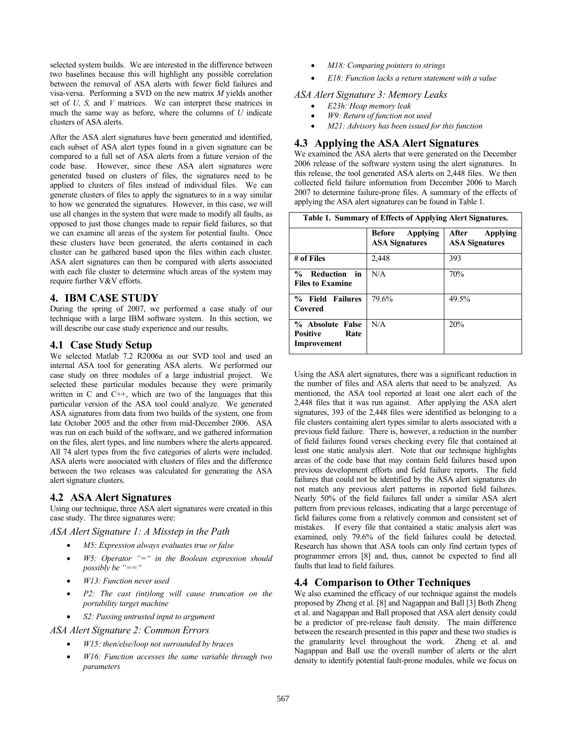selected system builds. We are interested in the difference between two baselines because this will highlight any possible correlation between the removal of ASA alerts with fewer field failures and visa-versa. Performing a SVD on the new matrix *M* yields another set of *U, S,* and *V* matrices. We can interpret these matrices in much the same way as before, where the columns of *U* indicate clusters of ASA alerts.

After the ASA alert signatures have been generated and identified, each subset of ASA alert types found in a given signature can be compared to a full set of ASA alerts from a future version of the code base. However, since these ASA alert signatures were generated based on clusters of files, the signatures need to be applied to clusters of files instead of individual files. We can generate clusters of files to apply the signatures to in a way similar to how we generated the signatures. However, in this case, we will use all changes in the system that were made to modify all faults, as opposed to just those changes made to repair field failures, so that we can examine all areas of the system for potential faults. Once these clusters have been generated, the alerts contained in each cluster can be gathered based upon the files within each cluster. ASA alert signatures can then be compared with alerts associated with each file cluster to determine which areas of the system may require further V&V efforts.

## 4. IBM CASE STUDY

During the spring of 2007, we performed a case study of our technique with a large IBM software system. In this section, we will describe our case study experience and our results.

### 4.1 Case Study Setup

We selected Matlab 7.2 R2006a as our SVD tool and used an internal ASA tool for generating ASA alerts. We performed our case study on three modules of a large industrial project. We selected these particular modules because they were primarily written in C and C++, which are two of the languages that this particular version of the ASA tool could analyze. We generated ASA signatures from data from two builds of the system, one from late October 2005 and the other from mid-December 2006. ASA was run on each build of the software, and we gathered information on the files, alert types, and line numbers where the alerts appeared. All 74 alert types from the five categories of alerts were included. ASA alerts were associated with clusters of files and the difference between the two releases was calculated for generating the ASA alert signature clusters.

### 4.2 ASA Alert Signatures

Using our technique, three ASA alert signatures were created in this case study. The three signatures were:

*ASA Alert Signature 1: A Misstep in the Path*

- *M5: Expression always evaluates true or false*
- *W5: Operator "=" in the Boolean expression should possibly be "=="*
- *W13: Function never used*
- *P2: The cast (int)long will cause truncation on the portability target machine*
- *S2: Passing untrusted input to argument*

*ASA Alert Signature 2: Common Errors*

- *W15: then/else/loop not surrounded by braces*
- *W16: Function accesses the same variable through two parameters*
- *M18: Comparing pointers to strings*
- *E18: Function lacks a return statement with a value*

*ASA Alert Signature 3: Memory Leaks*

- *E23h: Heap memory leak*
- *W9: Return of function not used*
- *M21: Advisory has been issued for this function*

### 4.3 Applying the ASA Alert Signatures

We examined the ASA alerts that were generated on the December 2006 release of the software system using the alert signatures. In this release, the tool generated ASA alerts on 2,448 files. We then collected field failure information from December 2006 to March 2007 to determine failure-prone files. A summary of the effects of applying the ASA alert signatures can be found in Table 1.

**Table 1. Summary of Effects of Applying Alert Signatures.**

| | **Before Applying ASA Signatures** | **After Applying ASA Signatures** |
|---|---|---|
| **# of Files** | 2,448 | 393 |
| **% Reduction in Files to Examine** | N/A | 70% |
| **% Field Failures Covered** | 79.6% | 49.5% |
| **% Absolute False Positive Rate Improvement** | N/A | 20% |

Using the ASA alert signatures, there was a significant reduction in the number of files and ASA alerts that need to be analyzed. As mentioned, the ASA tool reported at least one alert each of the 2,448 files that it was run against. After applying the ASA alert signatures, 393 of the 2,448 files were identified as belonging to a file clusters containing alert types similar to alerts associated with a previous field failure. There is, however, a reduction in the number of field failures found verses checking every file that contained at least one static analysis alert. Note that our technique highlights areas of the code base that may contain field failures based upon previous development efforts and field failure reports. The field failures that could not be identified by the ASA alert signatures do not match any previous alert patterns in reported field failures. Nearly 50% of the field failures fall under a similar ASA alert pattern from previous releases, indicating that a large percentage of field failures come from a relatively common and consistent set of mistakes. If every file that contained a static analysis alert was examined, only 79.6% of the field failures could be detected. Research has shown that ASA tools can only find certain types of programmer errors [8] and, thus, cannot be expected to find all faults that lead to field failures.

### 4.4 Comparison to Other Techniques

We also examined the efficacy of our technique against the models proposed by Zheng et al. [8] and Nagappan and Ball [3] Both Zheng et al. and Nagappan and Ball proposed that ASA alert density could be a predictor of pre-release fault density. The main difference between the research presented in this paper and these two studies is the granularity level throughout the work. Zheng et al. and Nagappan and Ball use the overall number of alerts or the alert density to identify potential fault-prone modules, while we focus on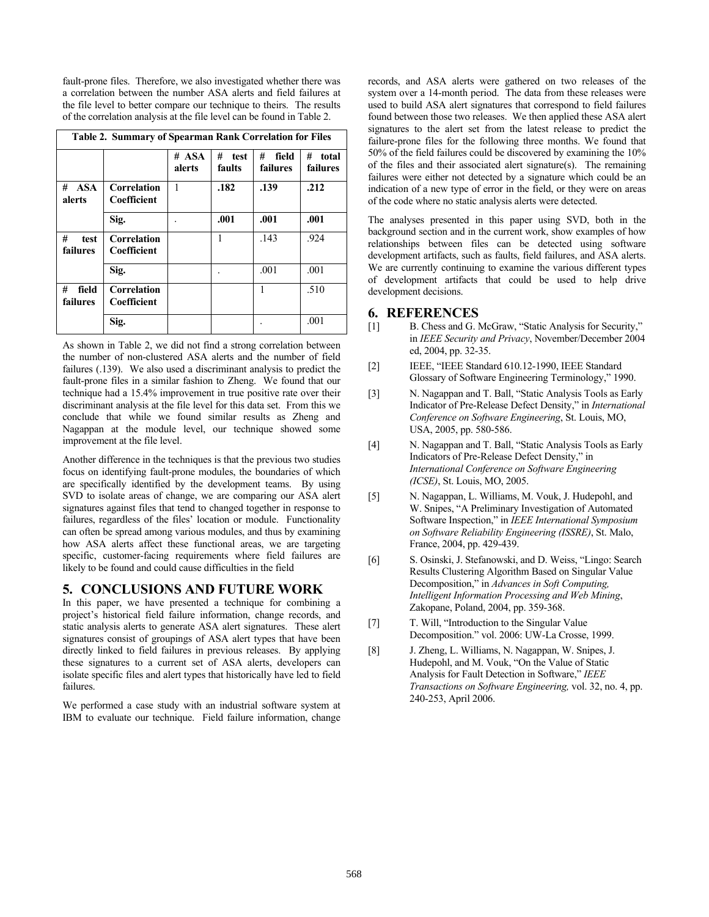fault-prone files. Therefore, we also investigated whether there was a correlation between the number ASA alerts and field failures at the file level to better compare our technique to theirs. The results of the correlation analysis at the file level can be found in Table 2.

**Table 2. Summary of Spearman Rank Correlation for Files**

| | | # ASA alerts | # test faults | # field failures | # total failures |
|---|---|---|---|---|---|
| **# ASA alerts** | **Correlation Coefficient** | 1 | **.182** | **.139** | **.212** |
| | **Sig.** | . | **.001** | **.001** | **.001** |
| **# test failures** | **Correlation Coefficient** | | 1 | .143 | .924 |
| | **Sig.** | | . | .001 | .001 |
| **# field failures** | **Correlation Coefficient** | | | 1 | .510 |
| | **Sig.** | | | . | .001 |

As shown in Table 2, we did not find a strong correlation between the number of non-clustered ASA alerts and the number of field failures (.139). We also used a discriminant analysis to predict the fault-prone files in a similar fashion to Zheng. We found that our technique had a 15.4% improvement in true positive rate over their discriminant analysis at the file level for this data set. From this we conclude that while we found similar results as Zheng and Nagappan at the module level, our technique showed some improvement at the file level.

Another difference in the techniques is that the previous two studies focus on identifying fault-prone modules, the boundaries of which are specifically identified by the development teams. By using SVD to isolate areas of change, we are comparing our ASA alert signatures against files that tend to changed together in response to failures, regardless of the files' location or module. Functionality can often be spread among various modules, and thus by examining how ASA alerts affect these functional areas, we are targeting specific, customer-facing requirements where field failures are likely to be found and could cause difficulties in the field

## 5. CONCLUSIONS AND FUTURE WORK

In this paper, we have presented a technique for combining a project's historical field failure information, change records, and static analysis alerts to generate ASA alert signatures. These alert signatures consist of groupings of ASA alert types that have been directly linked to field failures in previous releases. By applying these signatures to a current set of ASA alerts, developers can isolate specific files and alert types that historically have led to field failures.

We performed a case study with an industrial software system at IBM to evaluate our technique. Field failure information, change records, and ASA alerts were gathered on two releases of the system over a 14-month period. The data from these releases were used to build ASA alert signatures that correspond to field failures found between those two releases. We then applied these ASA alert signatures to the alert set from the latest release to predict the failure-prone files for the following three months. We found that 50% of the field failures could be discovered by examining the 10% of the files and their associated alert signature(s). The remaining failures were either not detected by a signature which could be an indication of a new type of error in the field, or they were on areas of the code where no static analysis alerts were detected.

The analyses presented in this paper using SVD, both in the background section and in the current work, show examples of how relationships between files can be detected using software development artifacts, such as faults, field failures, and ASA alerts. We are currently continuing to examine the various different types of development artifacts that could be used to help drive development decisions.

## 6. REFERENCES

[1] B. Chess and G. McGraw, "Static Analysis for Security," in *IEEE Security and Privacy*, November/December 2004 ed, 2004, pp. 32-35.

[2] IEEE, "IEEE Standard 610.12-1990, IEEE Standard Glossary of Software Engineering Terminology," 1990.

[3] N. Nagappan and T. Ball, "Static Analysis Tools as Early Indicator of Pre-Release Defect Density," in *International Conference on Software Engineering*, St. Louis, MO, USA, 2005, pp. 580-586.

[4] N. Nagappan and T. Ball, "Static Analysis Tools as Early Indicators of Pre-Release Defect Density," in *International Conference on Software Engineering (ICSE)*, St. Louis, MO, 2005.

[5] N. Nagappan, L. Williams, M. Vouk, J. Hudepohl, and W. Snipes, "A Preliminary Investigation of Automated Software Inspection," in *IEEE International Symposium on Software Reliability Engineering (ISSRE)*, St. Malo, France, 2004, pp. 429-439.

[6] S. Osinski, J. Stefanowski, and D. Weiss, "Lingo: Search Results Clustering Algorithm Based on Singular Value Decomposition," in *Advances in Soft Computing, Intelligent Information Processing and Web Mining*, Zakopane, Poland, 2004, pp. 359-368.

[7] T. Will, "Introduction to the Singular Value Decomposition." vol. 2006: UW-La Crosse, 1999.

[8] J. Zheng, L. Williams, N. Nagappan, W. Snipes, J. Hudepohl, and M. Vouk, "On the Value of Static Analysis for Fault Detection in Software," *IEEE Transactions on Software Engineering,* vol. 32, no. 4, pp. 240-253, April 2006.